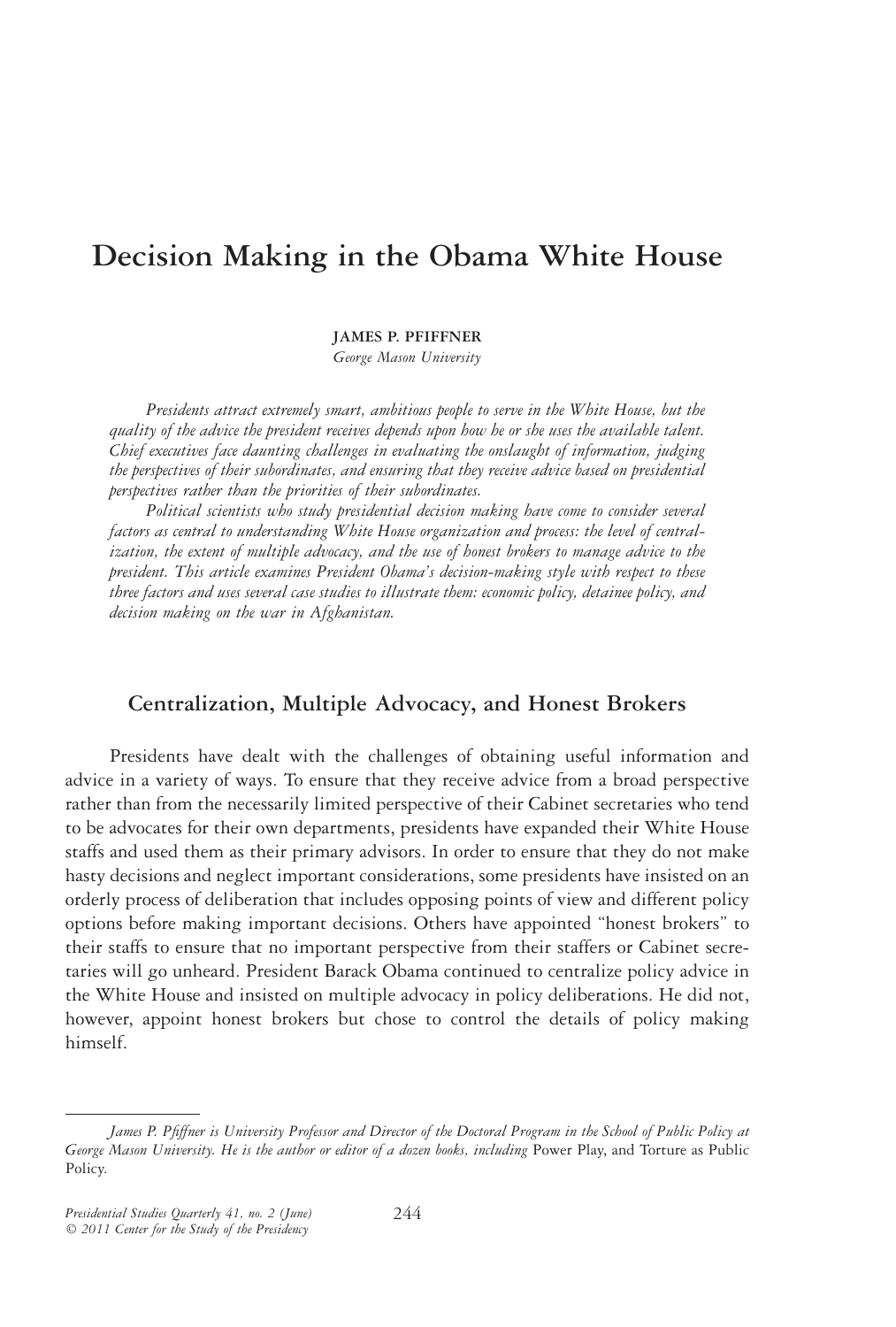# Decision Making in the Obama White House

**JAMES P. PFIFFNER**
*George Mason University*

*Presidents attract extremely smart, ambitious people to serve in the White House, but the quality of the advice the president receives depends upon how he or she uses the available talent. Chief executives face daunting challenges in evaluating the onslaught of information, judging the perspectives of their subordinates, and ensuring that they receive advice based on presidential perspectives rather than the priorities of their subordinates.*

*Political scientists who study presidential decision making have come to consider several factors as central to understanding White House organization and process: the level of centralization, the extent of multiple advocacy, and the use of honest brokers to manage advice to the president. This article examines President Obama's decision-making style with respect to these three factors and uses several case studies to illustrate them: economic policy, detainee policy, and decision making on the war in Afghanistan.*

## Centralization, Multiple Advocacy, and Honest Brokers

Presidents have dealt with the challenges of obtaining useful information and advice in a variety of ways. To ensure that they receive advice from a broad perspective rather than from the necessarily limited perspective of their Cabinet secretaries who tend to be advocates for their own departments, presidents have expanded their White House staffs and used them as their primary advisors. In order to ensure that they do not make hasty decisions and neglect important considerations, some presidents have insisted on an orderly process of deliberation that includes opposing points of view and different policy options before making important decisions. Others have appointed "honest brokers" to their staffs to ensure that no important perspective from their staffers or Cabinet secretaries will go unheard. President Barack Obama continued to centralize policy advice in the White House and insisted on multiple advocacy in policy deliberations. He did not, however, appoint honest brokers but chose to control the details of policy making himself.

---

*James P. Pfiffner is University Professor and Director of the Doctoral Program in the School of Public Policy at George Mason University. He is the author or editor of a dozen books, including* Power Play, and Torture as Public Policy.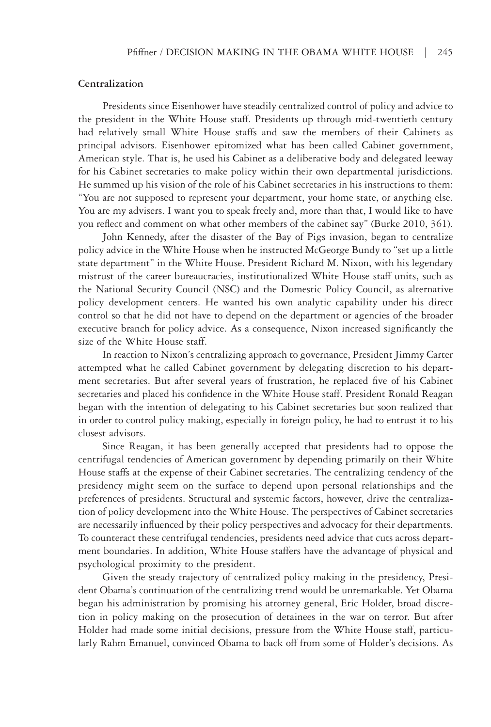### Centralization

Presidents since Eisenhower have steadily centralized control of policy and advice to the president in the White House staff. Presidents up through mid-twentieth century had relatively small White House staffs and saw the members of their Cabinets as principal advisors. Eisenhower epitomized what has been called Cabinet government, American style. That is, he used his Cabinet as a deliberative body and delegated leeway for his Cabinet secretaries to make policy within their own departmental jurisdictions. He summed up his vision of the role of his Cabinet secretaries in his instructions to them: "You are not supposed to represent your department, your home state, or anything else. You are my advisers. I want you to speak freely and, more than that, I would like to have you reflect and comment on what other members of the cabinet say" (Burke 2010, 361).

John Kennedy, after the disaster of the Bay of Pigs invasion, began to centralize policy advice in the White House when he instructed McGeorge Bundy to "set up a little state department" in the White House. President Richard M. Nixon, with his legendary mistrust of the career bureaucracies, institutionalized White House staff units, such as the National Security Council (NSC) and the Domestic Policy Council, as alternative policy development centers. He wanted his own analytic capability under his direct control so that he did not have to depend on the department or agencies of the broader executive branch for policy advice. As a consequence, Nixon increased significantly the size of the White House staff.

In reaction to Nixon's centralizing approach to governance, President Jimmy Carter attempted what he called Cabinet government by delegating discretion to his department secretaries. But after several years of frustration, he replaced five of his Cabinet secretaries and placed his confidence in the White House staff. President Ronald Reagan began with the intention of delegating to his Cabinet secretaries but soon realized that in order to control policy making, especially in foreign policy, he had to entrust it to his closest advisors.

Since Reagan, it has been generally accepted that presidents had to oppose the centrifugal tendencies of American government by depending primarily on their White House staffs at the expense of their Cabinet secretaries. The centralizing tendency of the presidency might seem on the surface to depend upon personal relationships and the preferences of presidents. Structural and systemic factors, however, drive the centralization of policy development into the White House. The perspectives of Cabinet secretaries are necessarily influenced by their policy perspectives and advocacy for their departments. To counteract these centrifugal tendencies, presidents need advice that cuts across department boundaries. In addition, White House staffers have the advantage of physical and psychological proximity to the president.

Given the steady trajectory of centralized policy making in the presidency, President Obama's continuation of the centralizing trend would be unremarkable. Yet Obama began his administration by promising his attorney general, Eric Holder, broad discretion in policy making on the prosecution of detainees in the war on terror. But after Holder had made some initial decisions, pressure from the White House staff, particularly Rahm Emanuel, convinced Obama to back off from some of Holder's decisions. As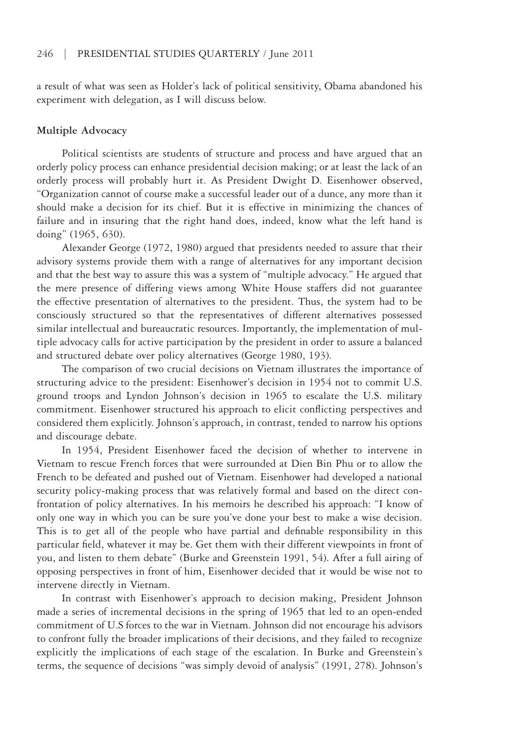a result of what was seen as Holder's lack of political sensitivity, Obama abandoned his experiment with delegation, as I will discuss below.

### Multiple Advocacy

Political scientists are students of structure and process and have argued that an orderly policy process can enhance presidential decision making; or at least the lack of an orderly process will probably hurt it. As President Dwight D. Eisenhower observed, "Organization cannot of course make a successful leader out of a dunce, any more than it should make a decision for its chief. But it is effective in minimizing the chances of failure and in insuring that the right hand does, indeed, know what the left hand is doing" (1965, 630).

Alexander George (1972, 1980) argued that presidents needed to assure that their advisory systems provide them with a range of alternatives for any important decision and that the best way to assure this was a system of "multiple advocacy." He argued that the mere presence of differing views among White House staffers did not guarantee the effective presentation of alternatives to the president. Thus, the system had to be consciously structured so that the representatives of different alternatives possessed similar intellectual and bureaucratic resources. Importantly, the implementation of multiple advocacy calls for active participation by the president in order to assure a balanced and structured debate over policy alternatives (George 1980, 193).

The comparison of two crucial decisions on Vietnam illustrates the importance of structuring advice to the president: Eisenhower's decision in 1954 not to commit U.S. ground troops and Lyndon Johnson's decision in 1965 to escalate the U.S. military commitment. Eisenhower structured his approach to elicit conflicting perspectives and considered them explicitly. Johnson's approach, in contrast, tended to narrow his options and discourage debate.

In 1954, President Eisenhower faced the decision of whether to intervene in Vietnam to rescue French forces that were surrounded at Dien Bin Phu or to allow the French to be defeated and pushed out of Vietnam. Eisenhower had developed a national security policy-making process that was relatively formal and based on the direct confrontation of policy alternatives. In his memoirs he described his approach: "I know of only one way in which you can be sure you've done your best to make a wise decision. This is to get all of the people who have partial and definable responsibility in this particular field, whatever it may be. Get them with their different viewpoints in front of you, and listen to them debate" (Burke and Greenstein 1991, 54). After a full airing of opposing perspectives in front of him, Eisenhower decided that it would be wise not to intervene directly in Vietnam.

In contrast with Eisenhower's approach to decision making, President Johnson made a series of incremental decisions in the spring of 1965 that led to an open-ended commitment of U.S forces to the war in Vietnam. Johnson did not encourage his advisors to confront fully the broader implications of their decisions, and they failed to recognize explicitly the implications of each stage of the escalation. In Burke and Greenstein's terms, the sequence of decisions "was simply devoid of analysis" (1991, 278). Johnson's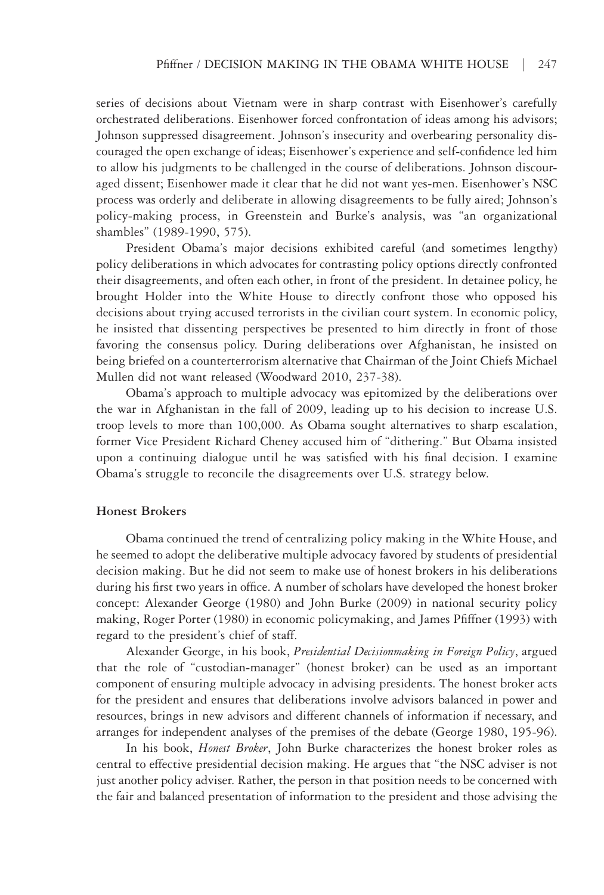series of decisions about Vietnam were in sharp contrast with Eisenhower's carefully orchestrated deliberations. Eisenhower forced confrontation of ideas among his advisors; Johnson suppressed disagreement. Johnson's insecurity and overbearing personality discouraged the open exchange of ideas; Eisenhower's experience and self-confidence led him to allow his judgments to be challenged in the course of deliberations. Johnson discouraged dissent; Eisenhower made it clear that he did not want yes-men. Eisenhower's NSC process was orderly and deliberate in allowing disagreements to be fully aired; Johnson's policy-making process, in Greenstein and Burke's analysis, was "an organizational shambles" (1989-1990, 575).

President Obama's major decisions exhibited careful (and sometimes lengthy) policy deliberations in which advocates for contrasting policy options directly confronted their disagreements, and often each other, in front of the president. In detainee policy, he brought Holder into the White House to directly confront those who opposed his decisions about trying accused terrorists in the civilian court system. In economic policy, he insisted that dissenting perspectives be presented to him directly in front of those favoring the consensus policy. During deliberations over Afghanistan, he insisted on being briefed on a counterterrorism alternative that Chairman of the Joint Chiefs Michael Mullen did not want released (Woodward 2010, 237-38).

Obama's approach to multiple advocacy was epitomized by the deliberations over the war in Afghanistan in the fall of 2009, leading up to his decision to increase U.S. troop levels to more than 100,000. As Obama sought alternatives to sharp escalation, former Vice President Richard Cheney accused him of "dithering." But Obama insisted upon a continuing dialogue until he was satisfied with his final decision. I examine Obama's struggle to reconcile the disagreements over U.S. strategy below.

### Honest Brokers

Obama continued the trend of centralizing policy making in the White House, and he seemed to adopt the deliberative multiple advocacy favored by students of presidential decision making. But he did not seem to make use of honest brokers in his deliberations during his first two years in office. A number of scholars have developed the honest broker concept: Alexander George (1980) and John Burke (2009) in national security policy making, Roger Porter (1980) in economic policymaking, and James Pfiffner (1993) with regard to the president's chief of staff.

Alexander George, in his book, *Presidential Decisionmaking in Foreign Policy*, argued that the role of "custodian-manager" (honest broker) can be used as an important component of ensuring multiple advocacy in advising presidents. The honest broker acts for the president and ensures that deliberations involve advisors balanced in power and resources, brings in new advisors and different channels of information if necessary, and arranges for independent analyses of the premises of the debate (George 1980, 195-96).

In his book, *Honest Broker*, John Burke characterizes the honest broker roles as central to effective presidential decision making. He argues that "the NSC adviser is not just another policy adviser. Rather, the person in that position needs to be concerned with the fair and balanced presentation of information to the president and those advising the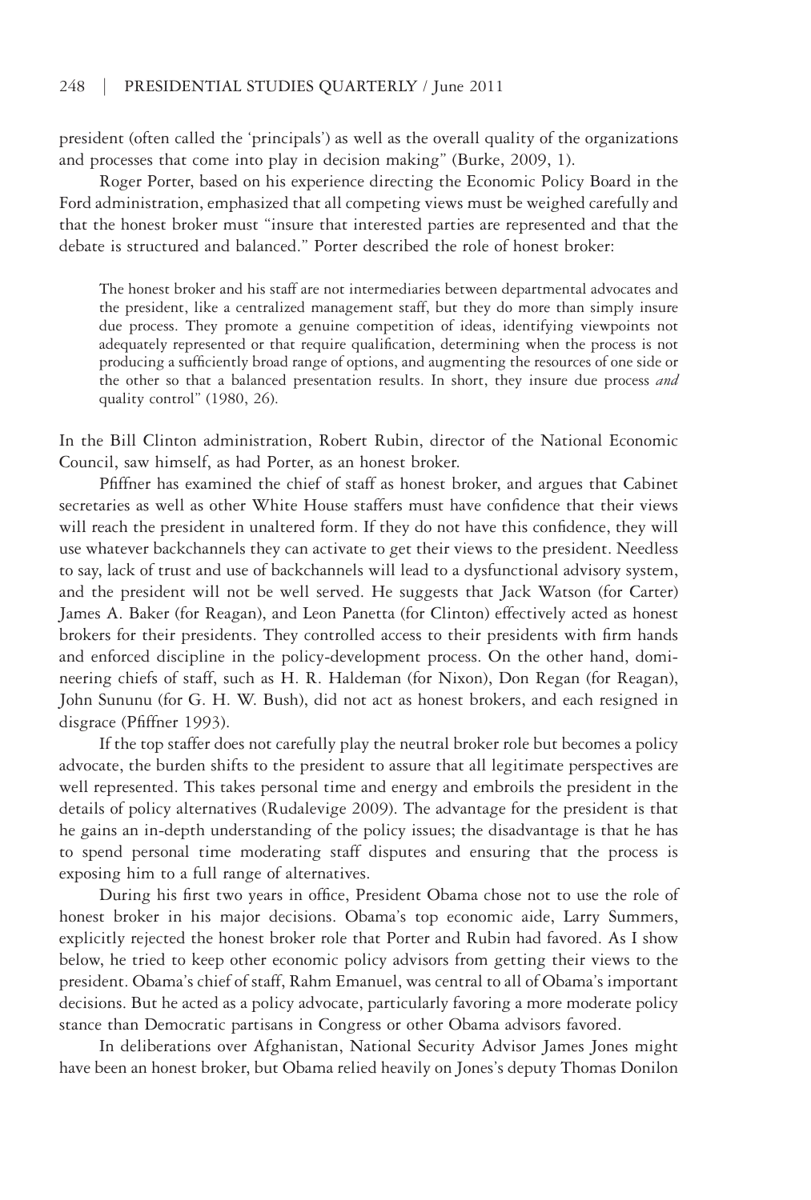president (often called the 'principals') as well as the overall quality of the organizations and processes that come into play in decision making" (Burke, 2009, 1).

Roger Porter, based on his experience directing the Economic Policy Board in the Ford administration, emphasized that all competing views must be weighed carefully and that the honest broker must "insure that interested parties are represented and that the debate is structured and balanced." Porter described the role of honest broker:

> The honest broker and his staff are not intermediaries between departmental advocates and the president, like a centralized management staff, but they do more than simply insure due process. They promote a genuine competition of ideas, identifying viewpoints not adequately represented or that require qualification, determining when the process is not producing a sufficiently broad range of options, and augmenting the resources of one side or the other so that a balanced presentation results. In short, they insure due process *and* quality control" (1980, 26).

In the Bill Clinton administration, Robert Rubin, director of the National Economic Council, saw himself, as had Porter, as an honest broker.

Pfiffner has examined the chief of staff as honest broker, and argues that Cabinet secretaries as well as other White House staffers must have confidence that their views will reach the president in unaltered form. If they do not have this confidence, they will use whatever backchannels they can activate to get their views to the president. Needless to say, lack of trust and use of backchannels will lead to a dysfunctional advisory system, and the president will not be well served. He suggests that Jack Watson (for Carter) James A. Baker (for Reagan), and Leon Panetta (for Clinton) effectively acted as honest brokers for their presidents. They controlled access to their presidents with firm hands and enforced discipline in the policy-development process. On the other hand, domineering chiefs of staff, such as H. R. Haldeman (for Nixon), Don Regan (for Reagan), John Sununu (for G. H. W. Bush), did not act as honest brokers, and each resigned in disgrace (Pfiffner 1993).

If the top staffer does not carefully play the neutral broker role but becomes a policy advocate, the burden shifts to the president to assure that all legitimate perspectives are well represented. This takes personal time and energy and embroils the president in the details of policy alternatives (Rudalevige 2009). The advantage for the president is that he gains an in-depth understanding of the policy issues; the disadvantage is that he has to spend personal time moderating staff disputes and ensuring that the process is exposing him to a full range of alternatives.

During his first two years in office, President Obama chose not to use the role of honest broker in his major decisions. Obama's top economic aide, Larry Summers, explicitly rejected the honest broker role that Porter and Rubin had favored. As I show below, he tried to keep other economic policy advisors from getting their views to the president. Obama's chief of staff, Rahm Emanuel, was central to all of Obama's important decisions. But he acted as a policy advocate, particularly favoring a more moderate policy stance than Democratic partisans in Congress or other Obama advisors favored.

In deliberations over Afghanistan, National Security Advisor James Jones might have been an honest broker, but Obama relied heavily on Jones's deputy Thomas Donilon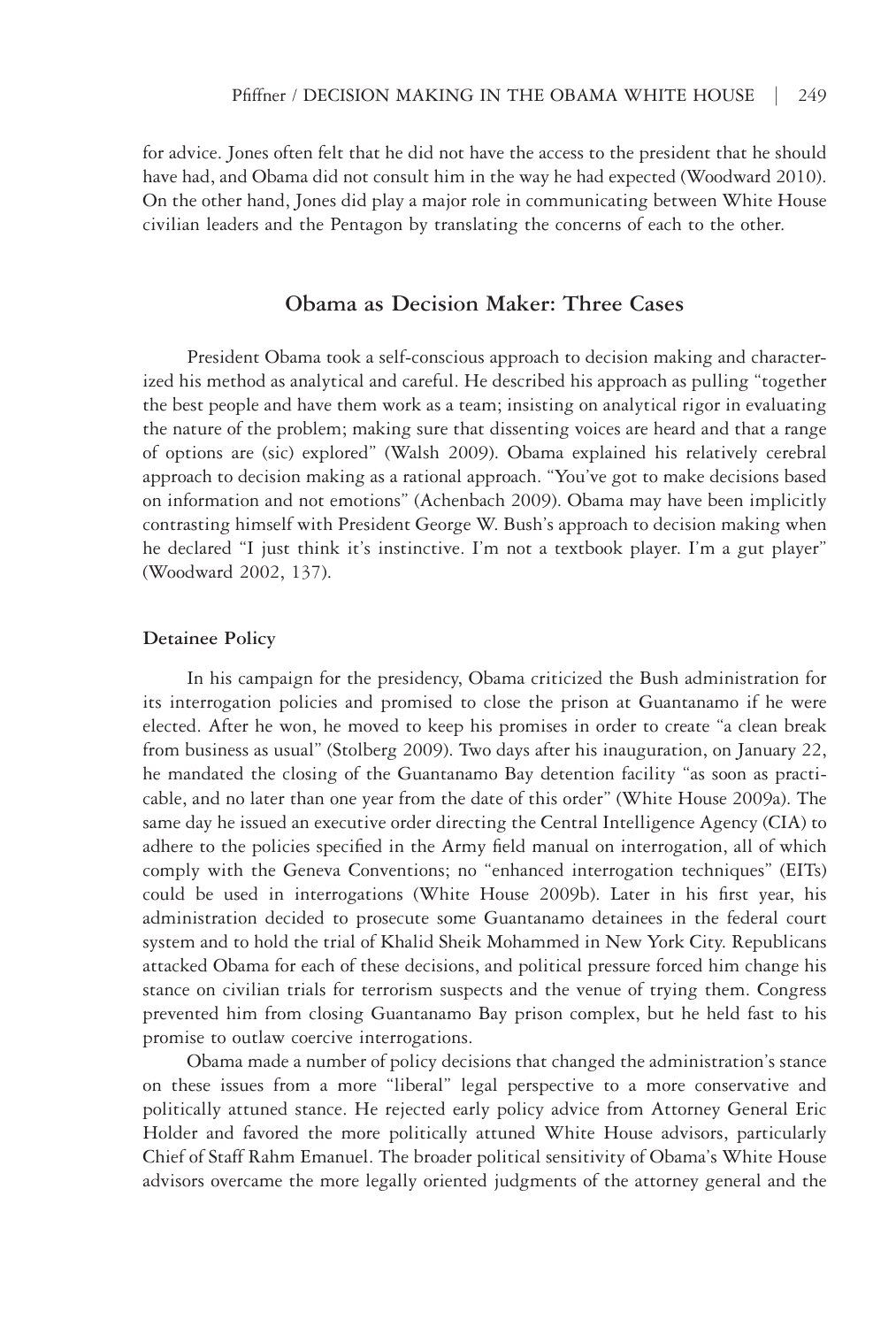for advice. Jones often felt that he did not have the access to the president that he should have had, and Obama did not consult him in the way he had expected (Woodward 2010). On the other hand, Jones did play a major role in communicating between White House civilian leaders and the Pentagon by translating the concerns of each to the other.

## Obama as Decision Maker: Three Cases

President Obama took a self-conscious approach to decision making and characterized his method as analytical and careful. He described his approach as pulling "together the best people and have them work as a team; insisting on analytical rigor in evaluating the nature of the problem; making sure that dissenting voices are heard and that a range of options are (sic) explored" (Walsh 2009). Obama explained his relatively cerebral approach to decision making as a rational approach. "You've got to make decisions based on information and not emotions" (Achenbach 2009). Obama may have been implicitly contrasting himself with President George W. Bush's approach to decision making when he declared "I just think it's instinctive. I'm not a textbook player. I'm a gut player" (Woodward 2002, 137).

### Detainee Policy

In his campaign for the presidency, Obama criticized the Bush administration for its interrogation policies and promised to close the prison at Guantanamo if he were elected. After he won, he moved to keep his promises in order to create "a clean break from business as usual" (Stolberg 2009). Two days after his inauguration, on January 22, he mandated the closing of the Guantanamo Bay detention facility "as soon as practicable, and no later than one year from the date of this order" (White House 2009a). The same day he issued an executive order directing the Central Intelligence Agency (CIA) to adhere to the policies specified in the Army field manual on interrogation, all of which comply with the Geneva Conventions; no "enhanced interrogation techniques" (EITs) could be used in interrogations (White House 2009b). Later in his first year, his administration decided to prosecute some Guantanamo detainees in the federal court system and to hold the trial of Khalid Sheik Mohammed in New York City. Republicans attacked Obama for each of these decisions, and political pressure forced him change his stance on civilian trials for terrorism suspects and the venue of trying them. Congress prevented him from closing Guantanamo Bay prison complex, but he held fast to his promise to outlaw coercive interrogations.

Obama made a number of policy decisions that changed the administration's stance on these issues from a more "liberal" legal perspective to a more conservative and politically attuned stance. He rejected early policy advice from Attorney General Eric Holder and favored the more politically attuned White House advisors, particularly Chief of Staff Rahm Emanuel. The broader political sensitivity of Obama's White House advisors overcame the more legally oriented judgments of the attorney general and the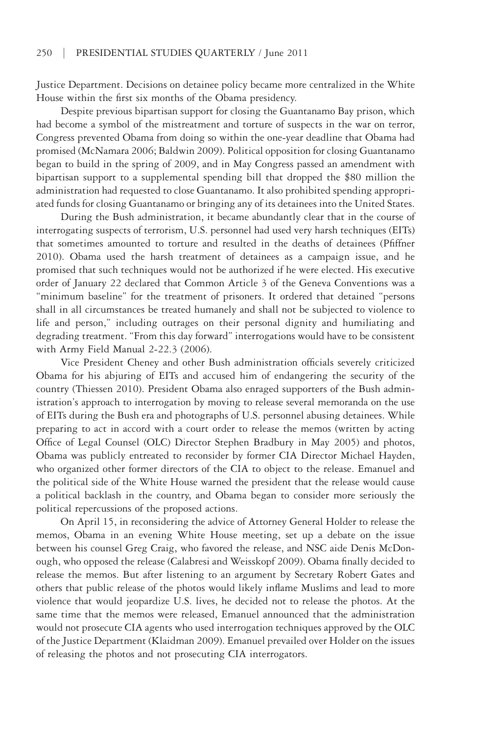Justice Department. Decisions on detainee policy became more centralized in the White House within the first six months of the Obama presidency.

Despite previous bipartisan support for closing the Guantanamo Bay prison, which had become a symbol of the mistreatment and torture of suspects in the war on terror, Congress prevented Obama from doing so within the one-year deadline that Obama had promised (McNamara 2006; Baldwin 2009). Political opposition for closing Guantanamo began to build in the spring of 2009, and in May Congress passed an amendment with bipartisan support to a supplemental spending bill that dropped the $80 million the administration had requested to close Guantanamo. It also prohibited spending appropriated funds for closing Guantanamo or bringing any of its detainees into the United States.

During the Bush administration, it became abundantly clear that in the course of interrogating suspects of terrorism, U.S. personnel had used very harsh techniques (EITs) that sometimes amounted to torture and resulted in the deaths of detainees (Pfiffner 2010). Obama used the harsh treatment of detainees as a campaign issue, and he promised that such techniques would not be authorized if he were elected. His executive order of January 22 declared that Common Article 3 of the Geneva Conventions was a "minimum baseline" for the treatment of prisoners. It ordered that detained "persons shall in all circumstances be treated humanely and shall not be subjected to violence to life and person," including outrages on their personal dignity and humiliating and degrading treatment. "From this day forward" interrogations would have to be consistent with Army Field Manual 2-22.3 (2006).

Vice President Cheney and other Bush administration officials severely criticized Obama for his abjuring of EITs and accused him of endangering the security of the country (Thiessen 2010). President Obama also enraged supporters of the Bush administration's approach to interrogation by moving to release several memoranda on the use of EITs during the Bush era and photographs of U.S. personnel abusing detainees. While preparing to act in accord with a court order to release the memos (written by acting Office of Legal Counsel (OLC) Director Stephen Bradbury in May 2005) and photos, Obama was publicly entreated to reconsider by former CIA Director Michael Hayden, who organized other former directors of the CIA to object to the release. Emanuel and the political side of the White House warned the president that the release would cause a political backlash in the country, and Obama began to consider more seriously the political repercussions of the proposed actions.

On April 15, in reconsidering the advice of Attorney General Holder to release the memos, Obama in an evening White House meeting, set up a debate on the issue between his counsel Greg Craig, who favored the release, and NSC aide Denis McDonough, who opposed the release (Calabresi and Weisskopf 2009). Obama finally decided to release the memos. But after listening to an argument by Secretary Robert Gates and others that public release of the photos would likely inflame Muslims and lead to more violence that would jeopardize U.S. lives, he decided not to release the photos. At the same time that the memos were released, Emanuel announced that the administration would not prosecute CIA agents who used interrogation techniques approved by the OLC of the Justice Department (Klaidman 2009). Emanuel prevailed over Holder on the issues of releasing the photos and not prosecuting CIA interrogators.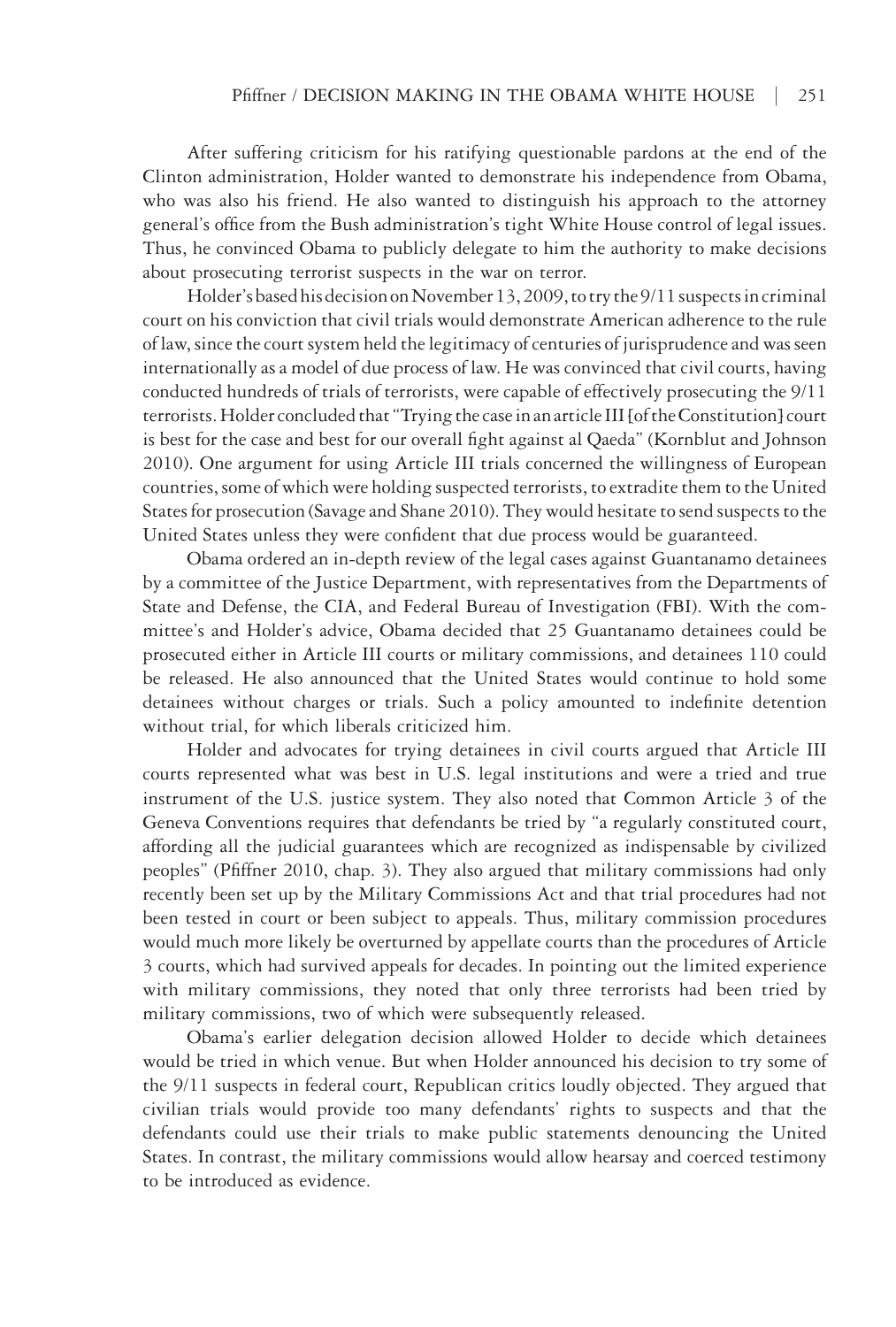After suffering criticism for his ratifying questionable pardons at the end of the Clinton administration, Holder wanted to demonstrate his independence from Obama, who was also his friend. He also wanted to distinguish his approach to the attorney general's office from the Bush administration's tight White House control of legal issues. Thus, he convinced Obama to publicly delegate to him the authority to make decisions about prosecuting terrorist suspects in the war on terror.

Holder's based his decision on November 13, 2009, to try the 9/11 suspects in criminal court on his conviction that civil trials would demonstrate American adherence to the rule of law, since the court system held the legitimacy of centuries of jurisprudence and was seen internationally as a model of due process of law. He was convinced that civil courts, having conducted hundreds of trials of terrorists, were capable of effectively prosecuting the 9/11 terrorists. Holder concluded that "Trying the case in an article III [of the Constitution] court is best for the case and best for our overall fight against al Qaeda" (Kornblut and Johnson 2010). One argument for using Article III trials concerned the willingness of European countries, some of which were holding suspected terrorists, to extradite them to the United States for prosecution (Savage and Shane 2010). They would hesitate to send suspects to the United States unless they were confident that due process would be guaranteed.

Obama ordered an in-depth review of the legal cases against Guantanamo detainees by a committee of the Justice Department, with representatives from the Departments of State and Defense, the CIA, and Federal Bureau of Investigation (FBI). With the committee's and Holder's advice, Obama decided that 25 Guantanamo detainees could be prosecuted either in Article III courts or military commissions, and detainees 110 could be released. He also announced that the United States would continue to hold some detainees without charges or trials. Such a policy amounted to indefinite detention without trial, for which liberals criticized him.

Holder and advocates for trying detainees in civil courts argued that Article III courts represented what was best in U.S. legal institutions and were a tried and true instrument of the U.S. justice system. They also noted that Common Article 3 of the Geneva Conventions requires that defendants be tried by "a regularly constituted court, affording all the judicial guarantees which are recognized as indispensable by civilized peoples" (Pfiffner 2010, chap. 3). They also argued that military commissions had only recently been set up by the Military Commissions Act and that trial procedures had not been tested in court or been subject to appeals. Thus, military commission procedures would much more likely be overturned by appellate courts than the procedures of Article 3 courts, which had survived appeals for decades. In pointing out the limited experience with military commissions, they noted that only three terrorists had been tried by military commissions, two of which were subsequently released.

Obama's earlier delegation decision allowed Holder to decide which detainees would be tried in which venue. But when Holder announced his decision to try some of the 9/11 suspects in federal court, Republican critics loudly objected. They argued that civilian trials would provide too many defendants' rights to suspects and that the defendants could use their trials to make public statements denouncing the United States. In contrast, the military commissions would allow hearsay and coerced testimony to be introduced as evidence.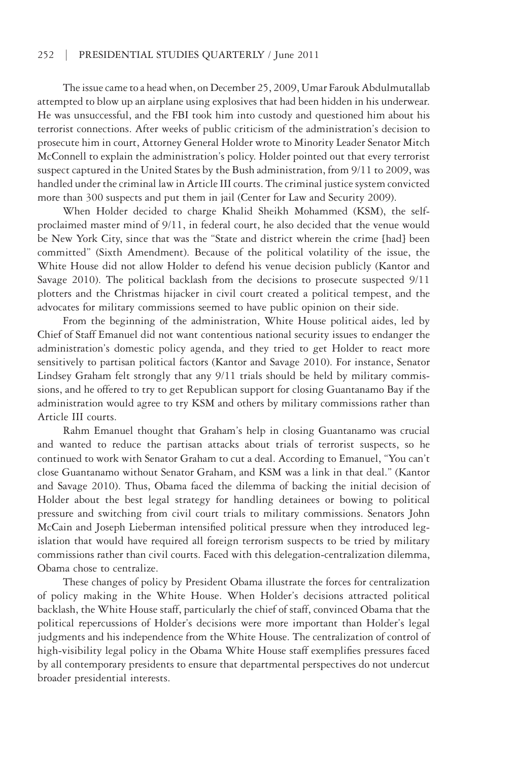The issue came to a head when, on December 25, 2009, Umar Farouk Abdulmutallab attempted to blow up an airplane using explosives that had been hidden in his underwear. He was unsuccessful, and the FBI took him into custody and questioned him about his terrorist connections. After weeks of public criticism of the administration's decision to prosecute him in court, Attorney General Holder wrote to Minority Leader Senator Mitch McConnell to explain the administration's policy. Holder pointed out that every terrorist suspect captured in the United States by the Bush administration, from 9/11 to 2009, was handled under the criminal law in Article III courts. The criminal justice system convicted more than 300 suspects and put them in jail (Center for Law and Security 2009).

When Holder decided to charge Khalid Sheikh Mohammed (KSM), the self-proclaimed master mind of 9/11, in federal court, he also decided that the venue would be New York City, since that was the "State and district wherein the crime [had] been committed" (Sixth Amendment). Because of the political volatility of the issue, the White House did not allow Holder to defend his venue decision publicly (Kantor and Savage 2010). The political backlash from the decisions to prosecute suspected 9/11 plotters and the Christmas hijacker in civil court created a political tempest, and the advocates for military commissions seemed to have public opinion on their side.

From the beginning of the administration, White House political aides, led by Chief of Staff Emanuel did not want contentious national security issues to endanger the administration's domestic policy agenda, and they tried to get Holder to react more sensitively to partisan political factors (Kantor and Savage 2010). For instance, Senator Lindsey Graham felt strongly that any 9/11 trials should be held by military commissions, and he offered to try to get Republican support for closing Guantanamo Bay if the administration would agree to try KSM and others by military commissions rather than Article III courts.

Rahm Emanuel thought that Graham's help in closing Guantanamo was crucial and wanted to reduce the partisan attacks about trials of terrorist suspects, so he continued to work with Senator Graham to cut a deal. According to Emanuel, "You can't close Guantanamo without Senator Graham, and KSM was a link in that deal." (Kantor and Savage 2010). Thus, Obama faced the dilemma of backing the initial decision of Holder about the best legal strategy for handling detainees or bowing to political pressure and switching from civil court trials to military commissions. Senators John McCain and Joseph Lieberman intensified political pressure when they introduced legislation that would have required all foreign terrorism suspects to be tried by military commissions rather than civil courts. Faced with this delegation-centralization dilemma, Obama chose to centralize.

These changes of policy by President Obama illustrate the forces for centralization of policy making in the White House. When Holder's decisions attracted political backlash, the White House staff, particularly the chief of staff, convinced Obama that the political repercussions of Holder's decisions were more important than Holder's legal judgments and his independence from the White House. The centralization of control of high-visibility legal policy in the Obama White House staff exemplifies pressures faced by all contemporary presidents to ensure that departmental perspectives do not undercut broader presidential interests.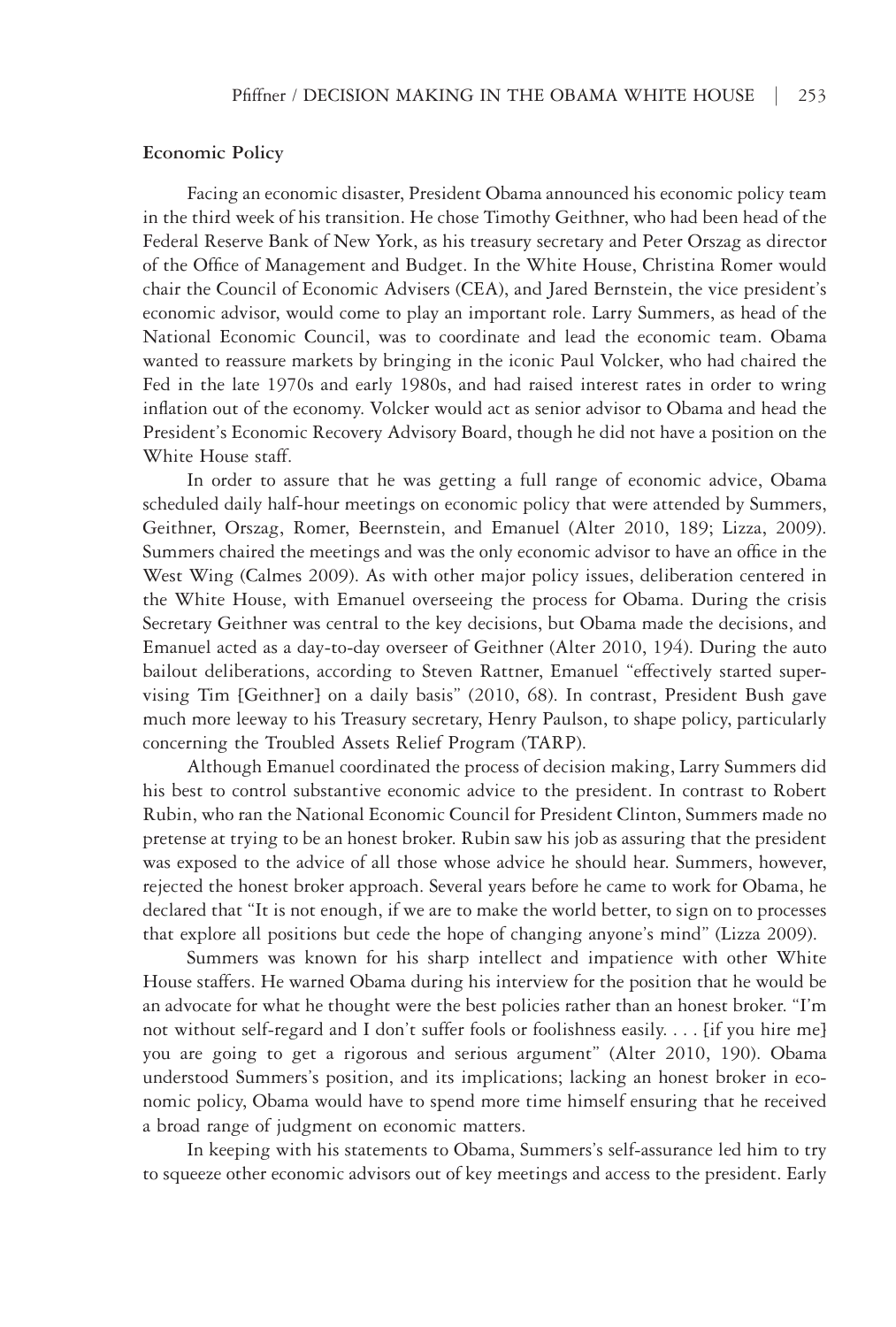**Economic Policy**

Facing an economic disaster, President Obama announced his economic policy team in the third week of his transition. He chose Timothy Geithner, who had been head of the Federal Reserve Bank of New York, as his treasury secretary and Peter Orszag as director of the Office of Management and Budget. In the White House, Christina Romer would chair the Council of Economic Advisers (CEA), and Jared Bernstein, the vice president's economic advisor, would come to play an important role. Larry Summers, as head of the National Economic Council, was to coordinate and lead the economic team. Obama wanted to reassure markets by bringing in the iconic Paul Volcker, who had chaired the Fed in the late 1970s and early 1980s, and had raised interest rates in order to wring inflation out of the economy. Volcker would act as senior advisor to Obama and head the President's Economic Recovery Advisory Board, though he did not have a position on the White House staff.

In order to assure that he was getting a full range of economic advice, Obama scheduled daily half-hour meetings on economic policy that were attended by Summers, Geithner, Orszag, Romer, Beernstein, and Emanuel (Alter 2010, 189; Lizza, 2009). Summers chaired the meetings and was the only economic advisor to have an office in the West Wing (Calmes 2009). As with other major policy issues, deliberation centered in the White House, with Emanuel overseeing the process for Obama. During the crisis Secretary Geithner was central to the key decisions, but Obama made the decisions, and Emanuel acted as a day-to-day overseer of Geithner (Alter 2010, 194). During the auto bailout deliberations, according to Steven Rattner, Emanuel "effectively started supervising Tim [Geithner] on a daily basis" (2010, 68). In contrast, President Bush gave much more leeway to his Treasury secretary, Henry Paulson, to shape policy, particularly concerning the Troubled Assets Relief Program (TARP).

Although Emanuel coordinated the process of decision making, Larry Summers did his best to control substantive economic advice to the president. In contrast to Robert Rubin, who ran the National Economic Council for President Clinton, Summers made no pretense at trying to be an honest broker. Rubin saw his job as assuring that the president was exposed to the advice of all those whose advice he should hear. Summers, however, rejected the honest broker approach. Several years before he came to work for Obama, he declared that "It is not enough, if we are to make the world better, to sign on to processes that explore all positions but cede the hope of changing anyone's mind" (Lizza 2009).

Summers was known for his sharp intellect and impatience with other White House staffers. He warned Obama during his interview for the position that he would be an advocate for what he thought were the best policies rather than an honest broker. "I'm not without self-regard and I don't suffer fools or foolishness easily. . . . [if you hire me] you are going to get a rigorous and serious argument" (Alter 2010, 190). Obama understood Summers's position, and its implications; lacking an honest broker in economic policy, Obama would have to spend more time himself ensuring that he received a broad range of judgment on economic matters.

In keeping with his statements to Obama, Summers's self-assurance led him to try to squeeze other economic advisors out of key meetings and access to the president. Early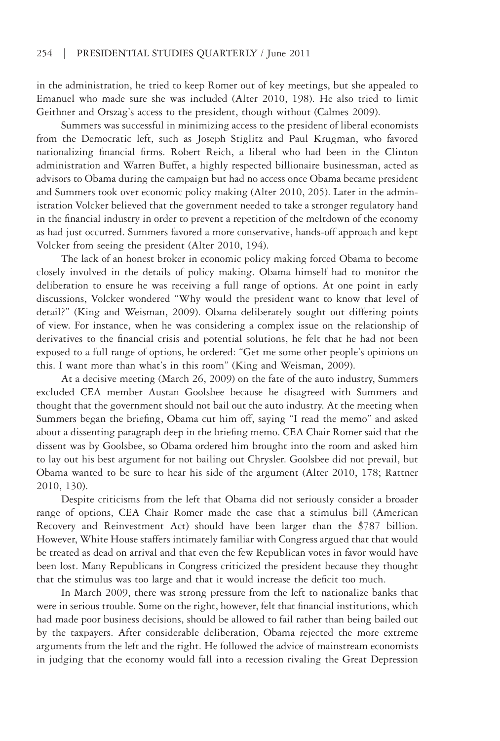in the administration, he tried to keep Romer out of key meetings, but she appealed to Emanuel who made sure she was included (Alter 2010, 198). He also tried to limit Geithner and Orszag's access to the president, though without (Calmes 2009).

Summers was successful in minimizing access to the president of liberal economists from the Democratic left, such as Joseph Stiglitz and Paul Krugman, who favored nationalizing financial firms. Robert Reich, a liberal who had been in the Clinton administration and Warren Buffet, a highly respected billionaire businessman, acted as advisors to Obama during the campaign but had no access once Obama became president and Summers took over economic policy making (Alter 2010, 205). Later in the administration Volcker believed that the government needed to take a stronger regulatory hand in the financial industry in order to prevent a repetition of the meltdown of the economy as had just occurred. Summers favored a more conservative, hands-off approach and kept Volcker from seeing the president (Alter 2010, 194).

The lack of an honest broker in economic policy making forced Obama to become closely involved in the details of policy making. Obama himself had to monitor the deliberation to ensure he was receiving a full range of options. At one point in early discussions, Volcker wondered "Why would the president want to know that level of detail?" (King and Weisman, 2009). Obama deliberately sought out differing points of view. For instance, when he was considering a complex issue on the relationship of derivatives to the financial crisis and potential solutions, he felt that he had not been exposed to a full range of options, he ordered: "Get me some other people's opinions on this. I want more than what's in this room" (King and Weisman, 2009).

At a decisive meeting (March 26, 2009) on the fate of the auto industry, Summers excluded CEA member Austan Goolsbee because he disagreed with Summers and thought that the government should not bail out the auto industry. At the meeting when Summers began the briefing, Obama cut him off, saying "I read the memo" and asked about a dissenting paragraph deep in the briefing memo. CEA Chair Romer said that the dissent was by Goolsbee, so Obama ordered him brought into the room and asked him to lay out his best argument for not bailing out Chrysler. Goolsbee did not prevail, but Obama wanted to be sure to hear his side of the argument (Alter 2010, 178; Rattner 2010, 130).

Despite criticisms from the left that Obama did not seriously consider a broader range of options, CEA Chair Romer made the case that a stimulus bill (American Recovery and Reinvestment Act) should have been larger than the $787 billion. However, White House staffers intimately familiar with Congress argued that that would be treated as dead on arrival and that even the few Republican votes in favor would have been lost. Many Republicans in Congress criticized the president because they thought that the stimulus was too large and that it would increase the deficit too much.

In March 2009, there was strong pressure from the left to nationalize banks that were in serious trouble. Some on the right, however, felt that financial institutions, which had made poor business decisions, should be allowed to fail rather than being bailed out by the taxpayers. After considerable deliberation, Obama rejected the more extreme arguments from the left and the right. He followed the advice of mainstream economists in judging that the economy would fall into a recession rivaling the Great Depression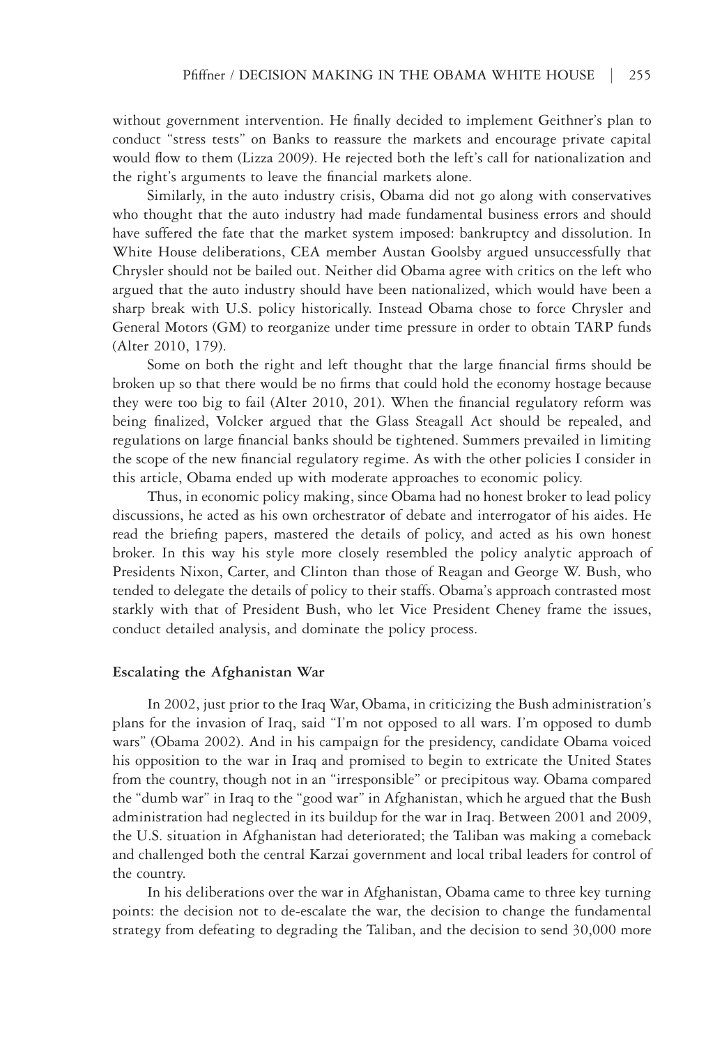without government intervention. He finally decided to implement Geithner's plan to conduct "stress tests" on Banks to reassure the markets and encourage private capital would flow to them (Lizza 2009). He rejected both the left's call for nationalization and the right's arguments to leave the financial markets alone.

Similarly, in the auto industry crisis, Obama did not go along with conservatives who thought that the auto industry had made fundamental business errors and should have suffered the fate that the market system imposed: bankruptcy and dissolution. In White House deliberations, CEA member Austan Goolsby argued unsuccessfully that Chrysler should not be bailed out. Neither did Obama agree with critics on the left who argued that the auto industry should have been nationalized, which would have been a sharp break with U.S. policy historically. Instead Obama chose to force Chrysler and General Motors (GM) to reorganize under time pressure in order to obtain TARP funds (Alter 2010, 179).

Some on both the right and left thought that the large financial firms should be broken up so that there would be no firms that could hold the economy hostage because they were too big to fail (Alter 2010, 201). When the financial regulatory reform was being finalized, Volcker argued that the Glass Steagall Act should be repealed, and regulations on large financial banks should be tightened. Summers prevailed in limiting the scope of the new financial regulatory regime. As with the other policies I consider in this article, Obama ended up with moderate approaches to economic policy.

Thus, in economic policy making, since Obama had no honest broker to lead policy discussions, he acted as his own orchestrator of debate and interrogator of his aides. He read the briefing papers, mastered the details of policy, and acted as his own honest broker. In this way his style more closely resembled the policy analytic approach of Presidents Nixon, Carter, and Clinton than those of Reagan and George W. Bush, who tended to delegate the details of policy to their staffs. Obama's approach contrasted most starkly with that of President Bush, who let Vice President Cheney frame the issues, conduct detailed analysis, and dominate the policy process.

**Escalating the Afghanistan War**

In 2002, just prior to the Iraq War, Obama, in criticizing the Bush administration's plans for the invasion of Iraq, said "I'm not opposed to all wars. I'm opposed to dumb wars" (Obama 2002). And in his campaign for the presidency, candidate Obama voiced his opposition to the war in Iraq and promised to begin to extricate the United States from the country, though not in an "irresponsible" or precipitous way. Obama compared the "dumb war" in Iraq to the "good war" in Afghanistan, which he argued that the Bush administration had neglected in its buildup for the war in Iraq. Between 2001 and 2009, the U.S. situation in Afghanistan had deteriorated; the Taliban was making a comeback and challenged both the central Karzai government and local tribal leaders for control of the country.

In his deliberations over the war in Afghanistan, Obama came to three key turning points: the decision not to de-escalate the war, the decision to change the fundamental strategy from defeating to degrading the Taliban, and the decision to send 30,000 more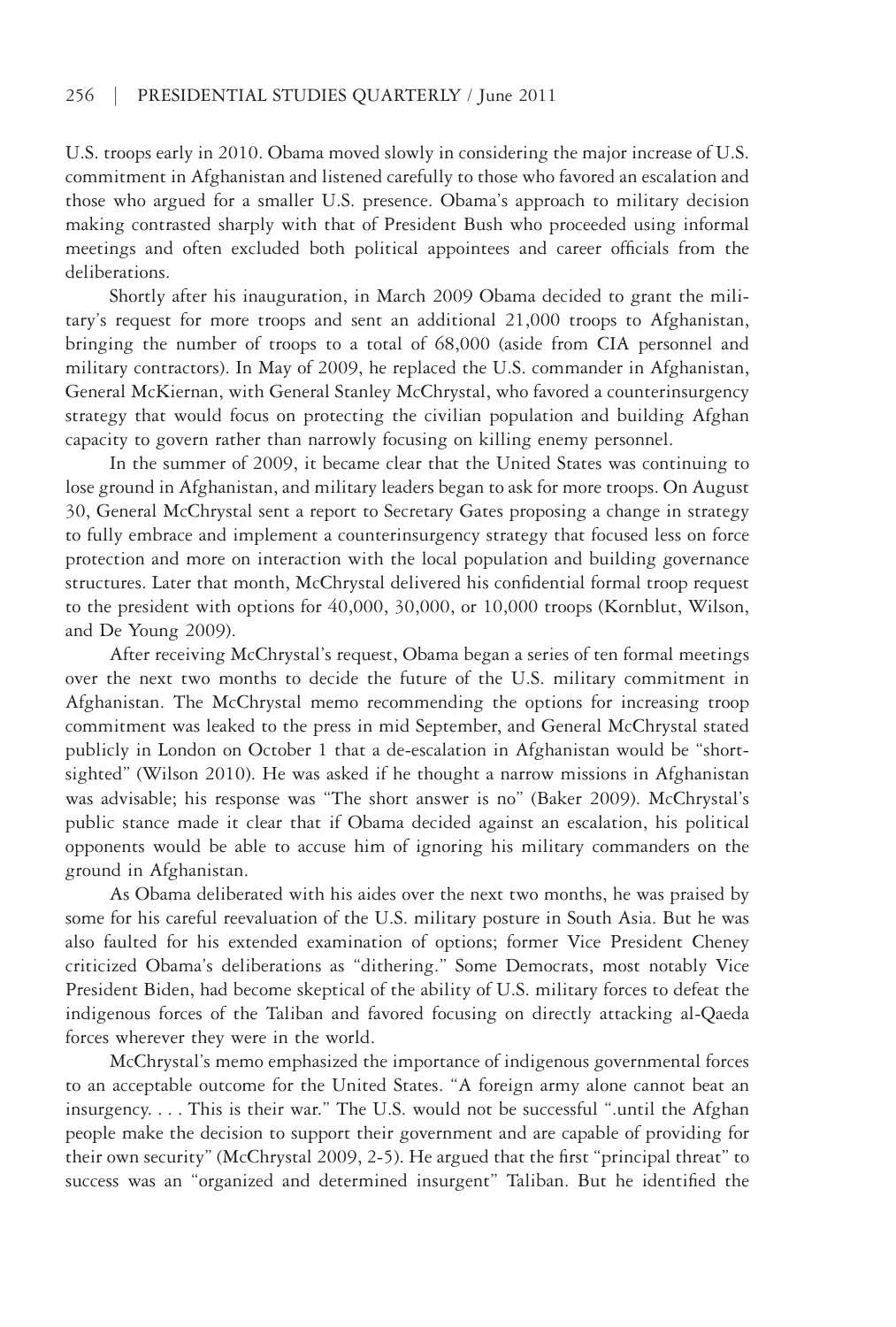U.S. troops early in 2010. Obama moved slowly in considering the major increase of U.S. commitment in Afghanistan and listened carefully to those who favored an escalation and those who argued for a smaller U.S. presence. Obama's approach to military decision making contrasted sharply with that of President Bush who proceeded using informal meetings and often excluded both political appointees and career officials from the deliberations.

Shortly after his inauguration, in March 2009 Obama decided to grant the military's request for more troops and sent an additional 21,000 troops to Afghanistan, bringing the number of troops to a total of 68,000 (aside from CIA personnel and military contractors). In May of 2009, he replaced the U.S. commander in Afghanistan, General McKiernan, with General Stanley McChrystal, who favored a counterinsurgency strategy that would focus on protecting the civilian population and building Afghan capacity to govern rather than narrowly focusing on killing enemy personnel.

In the summer of 2009, it became clear that the United States was continuing to lose ground in Afghanistan, and military leaders began to ask for more troops. On August 30, General McChrystal sent a report to Secretary Gates proposing a change in strategy to fully embrace and implement a counterinsurgency strategy that focused less on force protection and more on interaction with the local population and building governance structures. Later that month, McChrystal delivered his confidential formal troop request to the president with options for 40,000, 30,000, or 10,000 troops (Kornblut, Wilson, and De Young 2009).

After receiving McChrystal's request, Obama began a series of ten formal meetings over the next two months to decide the future of the U.S. military commitment in Afghanistan. The McChrystal memo recommending the options for increasing troop commitment was leaked to the press in mid September, and General McChrystal stated publicly in London on October 1 that a de-escalation in Afghanistan would be "short-sighted" (Wilson 2010). He was asked if he thought a narrow missions in Afghanistan was advisable; his response was "The short answer is no" (Baker 2009). McChrystal's public stance made it clear that if Obama decided against an escalation, his political opponents would be able to accuse him of ignoring his military commanders on the ground in Afghanistan.

As Obama deliberated with his aides over the next two months, he was praised by some for his careful reevaluation of the U.S. military posture in South Asia. But he was also faulted for his extended examination of options; former Vice President Cheney criticized Obama's deliberations as "dithering." Some Democrats, most notably Vice President Biden, had become skeptical of the ability of U.S. military forces to defeat the indigenous forces of the Taliban and favored focusing on directly attacking al-Qaeda forces wherever they were in the world.

McChrystal's memo emphasized the importance of indigenous governmental forces to an acceptable outcome for the United States. "A foreign army alone cannot beat an insurgency. . . . This is their war." The U.S. would not be successful ".until the Afghan people make the decision to support their government and are capable of providing for their own security" (McChrystal 2009, 2-5). He argued that the first "principal threat" to success was an "organized and determined insurgent" Taliban. But he identified the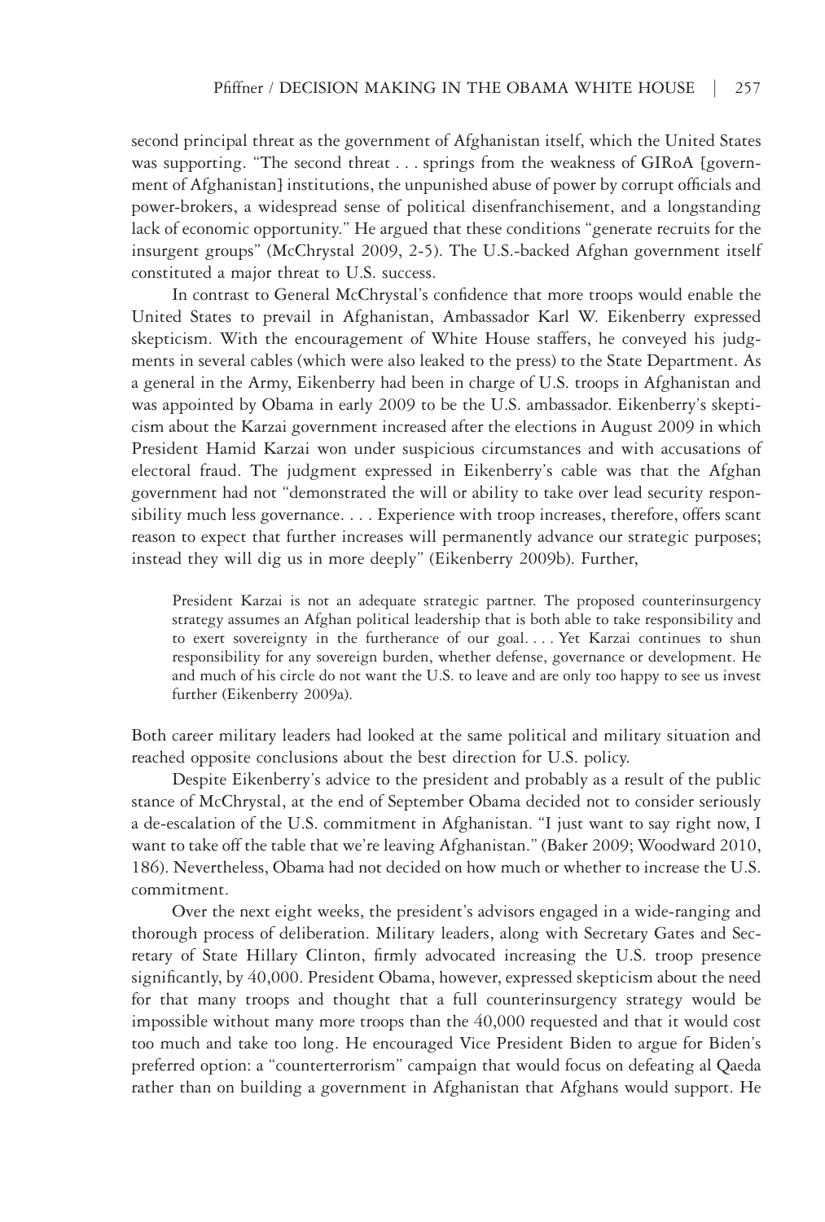second principal threat as the government of Afghanistan itself, which the United States was supporting. "The second threat . . . springs from the weakness of GIRoA [government of Afghanistan] institutions, the unpunished abuse of power by corrupt officials and power-brokers, a widespread sense of political disenfranchisement, and a longstanding lack of economic opportunity." He argued that these conditions "generate recruits for the insurgent groups" (McChrystal 2009, 2-5). The U.S.-backed Afghan government itself constituted a major threat to U.S. success.

In contrast to General McChrystal's confidence that more troops would enable the United States to prevail in Afghanistan, Ambassador Karl W. Eikenberry expressed skepticism. With the encouragement of White House staffers, he conveyed his judgments in several cables (which were also leaked to the press) to the State Department. As a general in the Army, Eikenberry had been in charge of U.S. troops in Afghanistan and was appointed by Obama in early 2009 to be the U.S. ambassador. Eikenberry's skepticism about the Karzai government increased after the elections in August 2009 in which President Hamid Karzai won under suspicious circumstances and with accusations of electoral fraud. The judgment expressed in Eikenberry's cable was that the Afghan government had not "demonstrated the will or ability to take over lead security responsibility much less governance. . . . Experience with troop increases, therefore, offers scant reason to expect that further increases will permanently advance our strategic purposes; instead they will dig us in more deeply" (Eikenberry 2009b). Further,

> President Karzai is not an adequate strategic partner. The proposed counterinsurgency strategy assumes an Afghan political leadership that is both able to take responsibility and to exert sovereignty in the furtherance of our goal. . . . Yet Karzai continues to shun responsibility for any sovereign burden, whether defense, governance or development. He and much of his circle do not want the U.S. to leave and are only too happy to see us invest further (Eikenberry 2009a).

Both career military leaders had looked at the same political and military situation and reached opposite conclusions about the best direction for U.S. policy.

Despite Eikenberry's advice to the president and probably as a result of the public stance of McChrystal, at the end of September Obama decided not to consider seriously a de-escalation of the U.S. commitment in Afghanistan. "I just want to say right now, I want to take off the table that we're leaving Afghanistan." (Baker 2009; Woodward 2010, 186). Nevertheless, Obama had not decided on how much or whether to increase the U.S. commitment.

Over the next eight weeks, the president's advisors engaged in a wide-ranging and thorough process of deliberation. Military leaders, along with Secretary Gates and Secretary of State Hillary Clinton, firmly advocated increasing the U.S. troop presence significantly, by 40,000. President Obama, however, expressed skepticism about the need for that many troops and thought that a full counterinsurgency strategy would be impossible without many more troops than the 40,000 requested and that it would cost too much and take too long. He encouraged Vice President Biden to argue for Biden's preferred option: a "counterterrorism" campaign that would focus on defeating al Qaeda rather than on building a government in Afghanistan that Afghans would support. He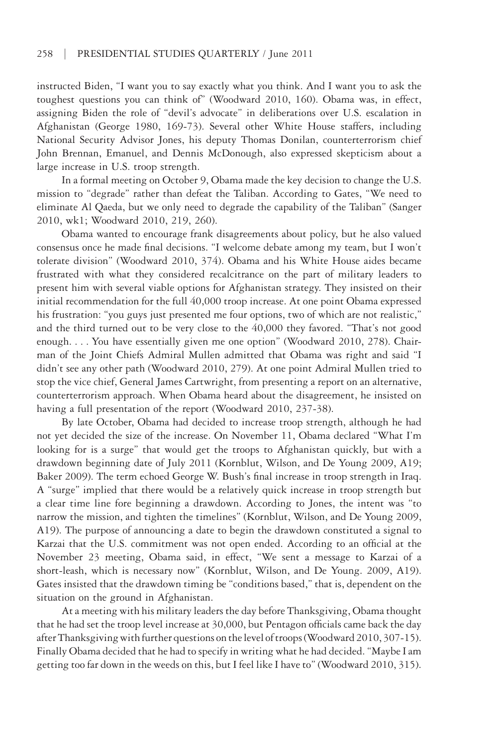instructed Biden, "I want you to say exactly what you think. And I want you to ask the toughest questions you can think of" (Woodward 2010, 160). Obama was, in effect, assigning Biden the role of "devil's advocate" in deliberations over U.S. escalation in Afghanistan (George 1980, 169-73). Several other White House staffers, including National Security Advisor Jones, his deputy Thomas Donilan, counterterrorism chief John Brennan, Emanuel, and Dennis McDonough, also expressed skepticism about a large increase in U.S. troop strength.

In a formal meeting on October 9, Obama made the key decision to change the U.S. mission to "degrade" rather than defeat the Taliban. According to Gates, "We need to eliminate Al Qaeda, but we only need to degrade the capability of the Taliban" (Sanger 2010, wk1; Woodward 2010, 219, 260).

Obama wanted to encourage frank disagreements about policy, but he also valued consensus once he made final decisions. "I welcome debate among my team, but I won't tolerate division" (Woodward 2010, 374). Obama and his White House aides became frustrated with what they considered recalcitrance on the part of military leaders to present him with several viable options for Afghanistan strategy. They insisted on their initial recommendation for the full 40,000 troop increase. At one point Obama expressed his frustration: "you guys just presented me four options, two of which are not realistic," and the third turned out to be very close to the 40,000 they favored. "That's not good enough. . . . You have essentially given me one option" (Woodward 2010, 278). Chairman of the Joint Chiefs Admiral Mullen admitted that Obama was right and said "I didn't see any other path (Woodward 2010, 279). At one point Admiral Mullen tried to stop the vice chief, General James Cartwright, from presenting a report on an alternative, counterterrorism approach. When Obama heard about the disagreement, he insisted on having a full presentation of the report (Woodward 2010, 237-38).

By late October, Obama had decided to increase troop strength, although he had not yet decided the size of the increase. On November 11, Obama declared "What I'm looking for is a surge" that would get the troops to Afghanistan quickly, but with a drawdown beginning date of July 2011 (Kornblut, Wilson, and De Young 2009, A19; Baker 2009). The term echoed George W. Bush's final increase in troop strength in Iraq. A "surge" implied that there would be a relatively quick increase in troop strength but a clear time line fore beginning a drawdown. According to Jones, the intent was "to narrow the mission, and tighten the timelines" (Kornblut, Wilson, and De Young 2009, A19). The purpose of announcing a date to begin the drawdown constituted a signal to Karzai that the U.S. commitment was not open ended. According to an official at the November 23 meeting, Obama said, in effect, "We sent a message to Karzai of a short-leash, which is necessary now" (Kornblut, Wilson, and De Young. 2009, A19). Gates insisted that the drawdown timing be "conditions based," that is, dependent on the situation on the ground in Afghanistan.

At a meeting with his military leaders the day before Thanksgiving, Obama thought that he had set the troop level increase at 30,000, but Pentagon officials came back the day after Thanksgiving with further questions on the level of troops (Woodward 2010, 307-15). Finally Obama decided that he had to specify in writing what he had decided. "Maybe I am getting too far down in the weeds on this, but I feel like I have to" (Woodward 2010, 315).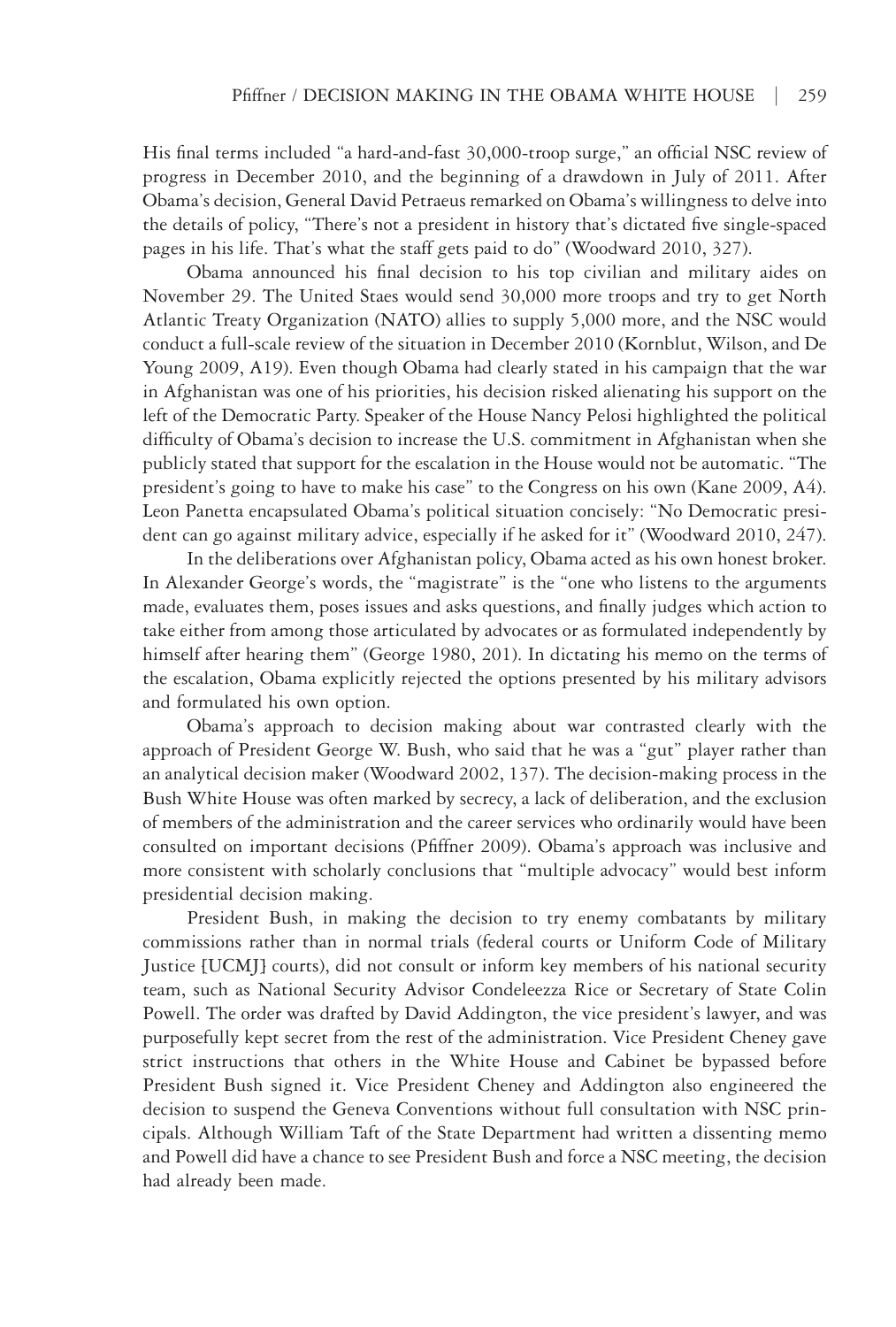His final terms included "a hard-and-fast 30,000-troop surge," an official NSC review of progress in December 2010, and the beginning of a drawdown in July of 2011. After Obama's decision, General David Petraeus remarked on Obama's willingness to delve into the details of policy, "There's not a president in history that's dictated five single-spaced pages in his life. That's what the staff gets paid to do" (Woodward 2010, 327).

Obama announced his final decision to his top civilian and military aides on November 29. The United Staes would send 30,000 more troops and try to get North Atlantic Treaty Organization (NATO) allies to supply 5,000 more, and the NSC would conduct a full-scale review of the situation in December 2010 (Kornblut, Wilson, and De Young 2009, A19). Even though Obama had clearly stated in his campaign that the war in Afghanistan was one of his priorities, his decision risked alienating his support on the left of the Democratic Party. Speaker of the House Nancy Pelosi highlighted the political difficulty of Obama's decision to increase the U.S. commitment in Afghanistan when she publicly stated that support for the escalation in the House would not be automatic. "The president's going to have to make his case" to the Congress on his own (Kane 2009, A4). Leon Panetta encapsulated Obama's political situation concisely: "No Democratic president can go against military advice, especially if he asked for it" (Woodward 2010, 247).

In the deliberations over Afghanistan policy, Obama acted as his own honest broker. In Alexander George's words, the "magistrate" is the "one who listens to the arguments made, evaluates them, poses issues and asks questions, and finally judges which action to take either from among those articulated by advocates or as formulated independently by himself after hearing them" (George 1980, 201). In dictating his memo on the terms of the escalation, Obama explicitly rejected the options presented by his military advisors and formulated his own option.

Obama's approach to decision making about war contrasted clearly with the approach of President George W. Bush, who said that he was a "gut" player rather than an analytical decision maker (Woodward 2002, 137). The decision-making process in the Bush White House was often marked by secrecy, a lack of deliberation, and the exclusion of members of the administration and the career services who ordinarily would have been consulted on important decisions (Pfiffner 2009). Obama's approach was inclusive and more consistent with scholarly conclusions that "multiple advocacy" would best inform presidential decision making.

President Bush, in making the decision to try enemy combatants by military commissions rather than in normal trials (federal courts or Uniform Code of Military Justice [UCMJ] courts), did not consult or inform key members of his national security team, such as National Security Advisor Condeleezza Rice or Secretary of State Colin Powell. The order was drafted by David Addington, the vice president's lawyer, and was purposefully kept secret from the rest of the administration. Vice President Cheney gave strict instructions that others in the White House and Cabinet be bypassed before President Bush signed it. Vice President Cheney and Addington also engineered the decision to suspend the Geneva Conventions without full consultation with NSC principals. Although William Taft of the State Department had written a dissenting memo and Powell did have a chance to see President Bush and force a NSC meeting, the decision had already been made.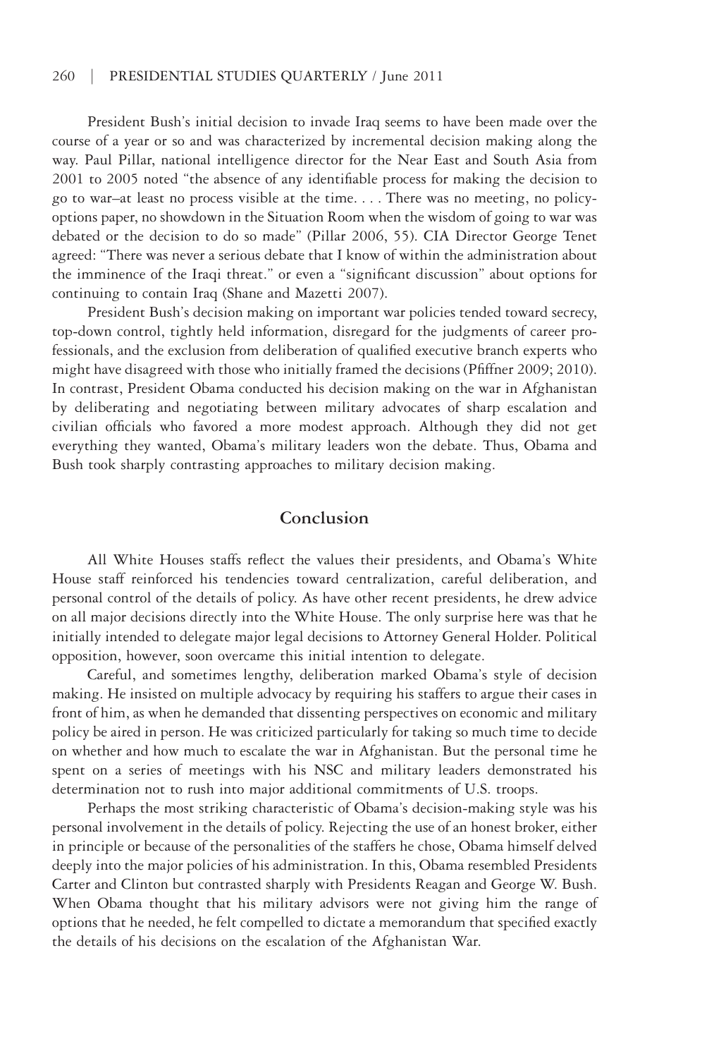President Bush's initial decision to invade Iraq seems to have been made over the course of a year or so and was characterized by incremental decision making along the way. Paul Pillar, national intelligence director for the Near East and South Asia from 2001 to 2005 noted "the absence of any identifiable process for making the decision to go to war–at least no process visible at the time. . . . There was no meeting, no policy-options paper, no showdown in the Situation Room when the wisdom of going to war was debated or the decision to do so made" (Pillar 2006, 55). CIA Director George Tenet agreed: "There was never a serious debate that I know of within the administration about the imminence of the Iraqi threat." or even a "significant discussion" about options for continuing to contain Iraq (Shane and Mazetti 2007).

President Bush's decision making on important war policies tended toward secrecy, top-down control, tightly held information, disregard for the judgments of career professionals, and the exclusion from deliberation of qualified executive branch experts who might have disagreed with those who initially framed the decisions (Pfiffner 2009; 2010). In contrast, President Obama conducted his decision making on the war in Afghanistan by deliberating and negotiating between military advocates of sharp escalation and civilian officials who favored a more modest approach. Although they did not get everything they wanted, Obama's military leaders won the debate. Thus, Obama and Bush took sharply contrasting approaches to military decision making.

## Conclusion

All White Houses staffs reflect the values their presidents, and Obama's White House staff reinforced his tendencies toward centralization, careful deliberation, and personal control of the details of policy. As have other recent presidents, he drew advice on all major decisions directly into the White House. The only surprise here was that he initially intended to delegate major legal decisions to Attorney General Holder. Political opposition, however, soon overcame this initial intention to delegate.

Careful, and sometimes lengthy, deliberation marked Obama's style of decision making. He insisted on multiple advocacy by requiring his staffers to argue their cases in front of him, as when he demanded that dissenting perspectives on economic and military policy be aired in person. He was criticized particularly for taking so much time to decide on whether and how much to escalate the war in Afghanistan. But the personal time he spent on a series of meetings with his NSC and military leaders demonstrated his determination not to rush into major additional commitments of U.S. troops.

Perhaps the most striking characteristic of Obama's decision-making style was his personal involvement in the details of policy. Rejecting the use of an honest broker, either in principle or because of the personalities of the staffers he chose, Obama himself delved deeply into the major policies of his administration. In this, Obama resembled Presidents Carter and Clinton but contrasted sharply with Presidents Reagan and George W. Bush. When Obama thought that his military advisors were not giving him the range of options that he needed, he felt compelled to dictate a memorandum that specified exactly the details of his decisions on the escalation of the Afghanistan War.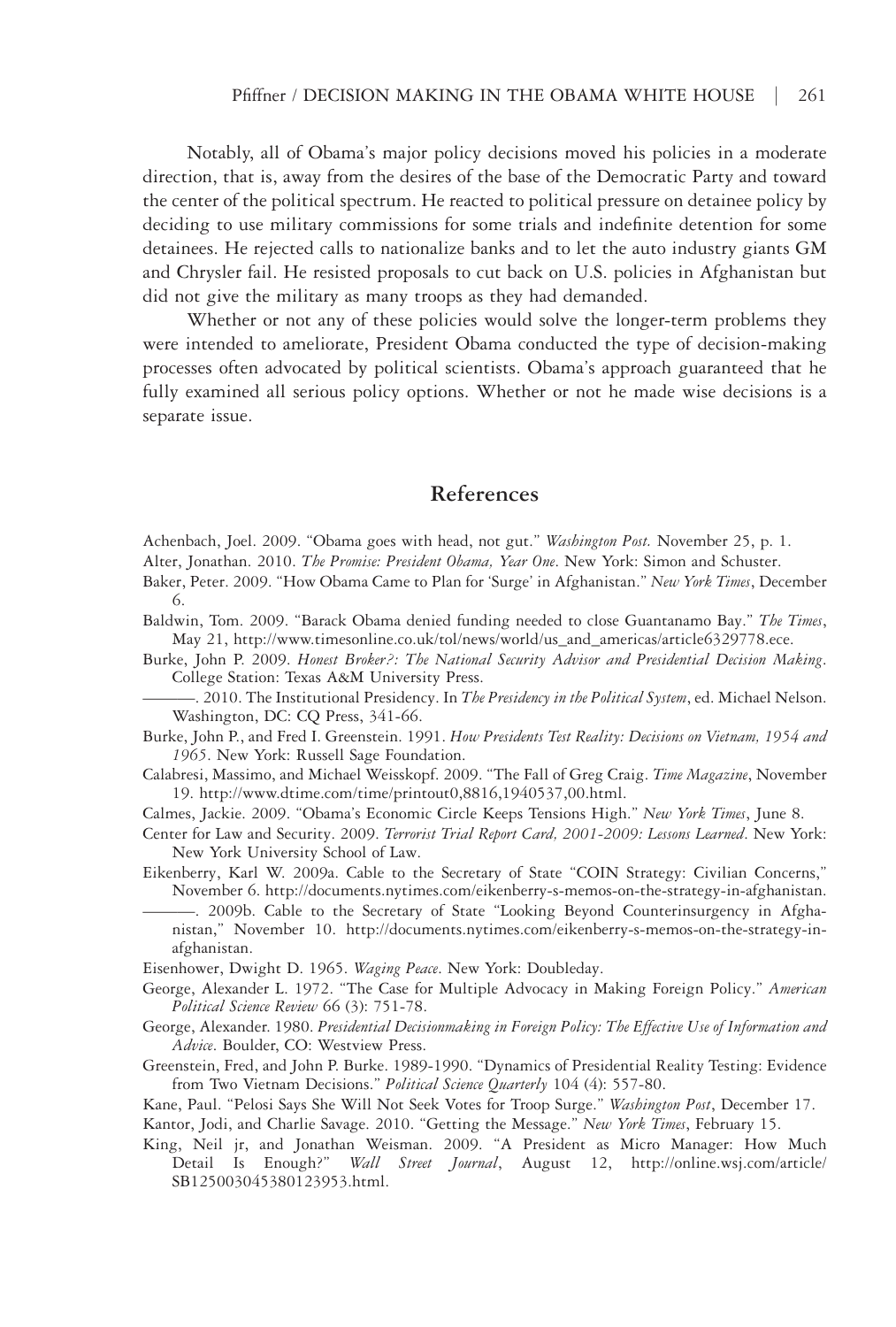Notably, all of Obama's major policy decisions moved his policies in a moderate direction, that is, away from the desires of the base of the Democratic Party and toward the center of the political spectrum. He reacted to political pressure on detainee policy by deciding to use military commissions for some trials and indefinite detention for some detainees. He rejected calls to nationalize banks and to let the auto industry giants GM and Chrysler fail. He resisted proposals to cut back on U.S. policies in Afghanistan but did not give the military as many troops as they had demanded.

Whether or not any of these policies would solve the longer-term problems they were intended to ameliorate, President Obama conducted the type of decision-making processes often advocated by political scientists. Obama's approach guaranteed that he fully examined all serious policy options. Whether or not he made wise decisions is a separate issue.

## References

Achenbach, Joel. 2009. "Obama goes with head, not gut." *Washington Post.* November 25, p. 1.

Alter, Jonathan. 2010. *The Promise: President Obama, Year One*. New York: Simon and Schuster.

Baker, Peter. 2009. "How Obama Came to Plan for 'Surge' in Afghanistan." *New York Times*, December 6.

Baldwin, Tom. 2009. "Barack Obama denied funding needed to close Guantanamo Bay." *The Times*, May 21, http://www.timesonline.co.uk/tol/news/world/us_and_americas/article6329778.ece.

Burke, John P. 2009. *Honest Broker?: The National Security Advisor and Presidential Decision Making*. College Station: Texas A&M University Press.

———. 2010. The Institutional Presidency. In *The Presidency in the Political System*, ed. Michael Nelson. Washington, DC: CQ Press, 341-66.

Burke, John P., and Fred I. Greenstein. 1991. *How Presidents Test Reality: Decisions on Vietnam, 1954 and 1965*. New York: Russell Sage Foundation.

Calabresi, Massimo, and Michael Weisskopf. 2009. "The Fall of Greg Craig. *Time Magazine*, November 19. http://www.dtime.com/time/printout0,8816,1940537,00.html.

Calmes, Jackie. 2009. "Obama's Economic Circle Keeps Tensions High." *New York Times*, June 8.

Center for Law and Security. 2009. *Terrorist Trial Report Card, 2001-2009: Lessons Learned*. New York: New York University School of Law.

Eikenberry, Karl W. 2009a. Cable to the Secretary of State "COIN Strategy: Civilian Concerns," November 6. http://documents.nytimes.com/eikenberry-s-memos-on-the-strategy-in-afghanistan.

———. 2009b. Cable to the Secretary of State "Looking Beyond Counterinsurgency in Afghanistan," November 10. http://documents.nytimes.com/eikenberry-s-memos-on-the-strategy-in-afghanistan.

Eisenhower, Dwight D. 1965. *Waging Peace*. New York: Doubleday.

George, Alexander L. 1972. "The Case for Multiple Advocacy in Making Foreign Policy." *American Political Science Review* 66 (3): 751-78.

George, Alexander. 1980. *Presidential Decisionmaking in Foreign Policy: The Effective Use of Information and Advice*. Boulder, CO: Westview Press.

Greenstein, Fred, and John P. Burke. 1989-1990. "Dynamics of Presidential Reality Testing: Evidence from Two Vietnam Decisions." *Political Science Quarterly* 104 (4): 557-80.

Kane, Paul. "Pelosi Says She Will Not Seek Votes for Troop Surge." *Washington Post*, December 17.

Kantor, Jodi, and Charlie Savage. 2010. "Getting the Message." *New York Times*, February 15.

King, Neil jr, and Jonathan Weisman. 2009. "A President as Micro Manager: How Much Detail Is Enough?" *Wall Street Journal*, August 12, http://online.wsj.com/article/SB125003045380123953.html.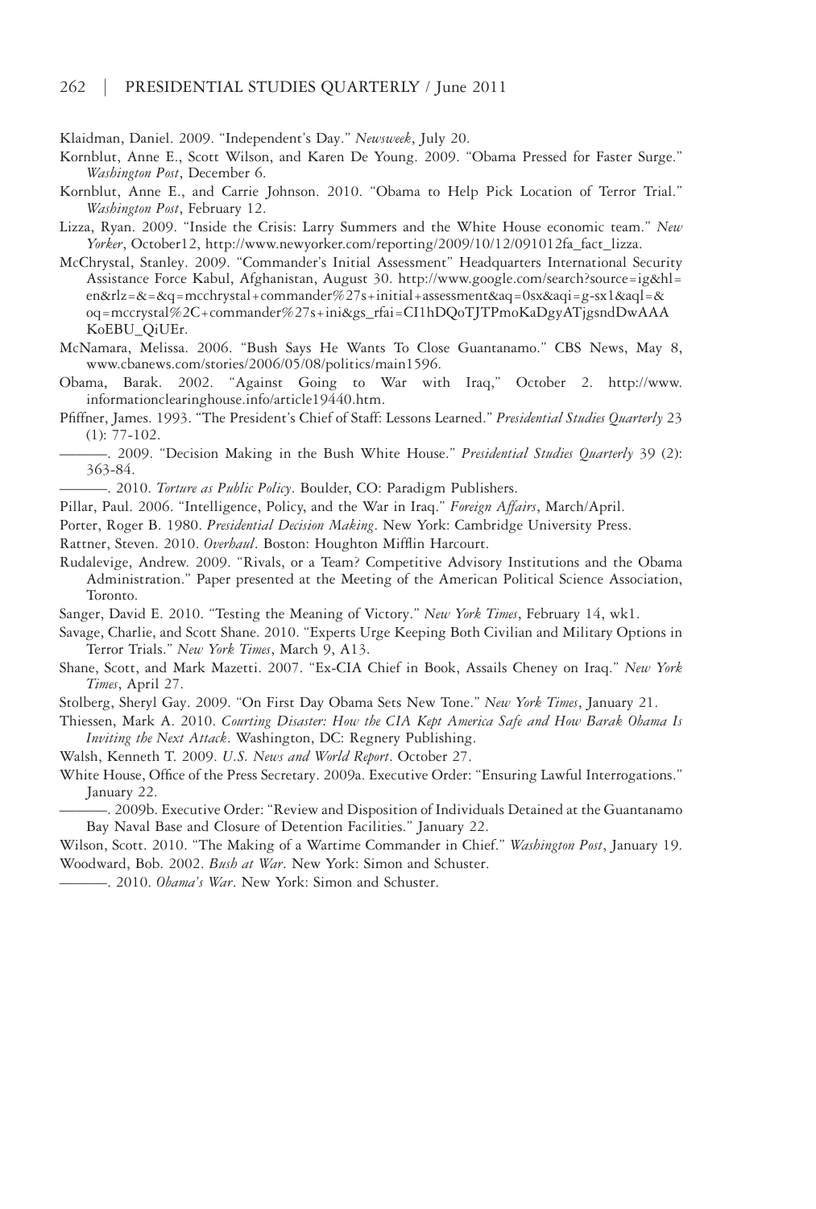Klaidman, Daniel. 2009. "Independent's Day." *Newsweek*, July 20.

Kornblut, Anne E., Scott Wilson, and Karen De Young. 2009. "Obama Pressed for Faster Surge." *Washington Post*, December 6.

Kornblut, Anne E., and Carrie Johnson. 2010. "Obama to Help Pick Location of Terror Trial." *Washington Post*, February 12.

Lizza, Ryan. 2009. "Inside the Crisis: Larry Summers and the White House economic team." *New Yorker*, October12, http://www.newyorker.com/reporting/2009/10/12/091012fa_fact_lizza.

McChrystal, Stanley. 2009. "Commander's Initial Assessment" Headquarters International Security Assistance Force Kabul, Afghanistan, August 30. http://www.google.com/search?source=ig&hl=en&rlz=&=&q=mcchrystal+commander%27s+initial+assessment&aq=0sx&aqi=g-sx1&aql=&oq=mccrystal%2C+commander%27s+ini&gs_rfai=CI1hDQoTJTPmoKaDgyATjgsndDwAAAKoEBU_QiUEr.

McNamara, Melissa. 2006. "Bush Says He Wants To Close Guantanamo." CBS News, May 8, www.cbanews.com/stories/2006/05/08/politics/main1596.

Obama, Barak. 2002. "Against Going to War with Iraq," October 2. http://www.informationclearinghouse.info/article19440.htm.

Pfiffner, James. 1993. "The President's Chief of Staff: Lessons Learned." *Presidential Studies Quarterly* 23 (1): 77-102.

———. 2009. "Decision Making in the Bush White House." *Presidential Studies Quarterly* 39 (2): 363-84.

———. 2010. *Torture as Public Policy*. Boulder, CO: Paradigm Publishers.

Pillar, Paul. 2006. "Intelligence, Policy, and the War in Iraq." *Foreign Affairs*, March/April.

Porter, Roger B. 1980. *Presidential Decision Making*. New York: Cambridge University Press.

Rattner, Steven. 2010. *Overhaul*. Boston: Houghton Mifflin Harcourt.

Rudalevige, Andrew. 2009. "Rivals, or a Team? Competitive Advisory Institutions and the Obama Administration." Paper presented at the Meeting of the American Political Science Association, Toronto.

Sanger, David E. 2010. "Testing the Meaning of Victory." *New York Times*, February 14, wk1.

Savage, Charlie, and Scott Shane. 2010. "Experts Urge Keeping Both Civilian and Military Options in Terror Trials." *New York Times*, March 9, A13.

Shane, Scott, and Mark Mazetti. 2007. "Ex-CIA Chief in Book, Assails Cheney on Iraq." *New York Times*, April 27.

Stolberg, Sheryl Gay. 2009. "On First Day Obama Sets New Tone." *New York Times*, January 21.

Thiessen, Mark A. 2010. *Courting Disaster: How the CIA Kept America Safe and How Barak Obama Is Inviting the Next Attack*. Washington, DC: Regnery Publishing.

Walsh, Kenneth T. 2009. *U.S. News and World Report*. October 27.

White House, Office of the Press Secretary. 2009a. Executive Order: "Ensuring Lawful Interrogations." January 22.

———. 2009b. Executive Order: "Review and Disposition of Individuals Detained at the Guantanamo Bay Naval Base and Closure of Detention Facilities." January 22.

Wilson, Scott. 2010. "The Making of a Wartime Commander in Chief." *Washington Post*, January 19.

Woodward, Bob. 2002. *Bush at War*. New York: Simon and Schuster.

———. 2010. *Obama's War*. New York: Simon and Schuster.